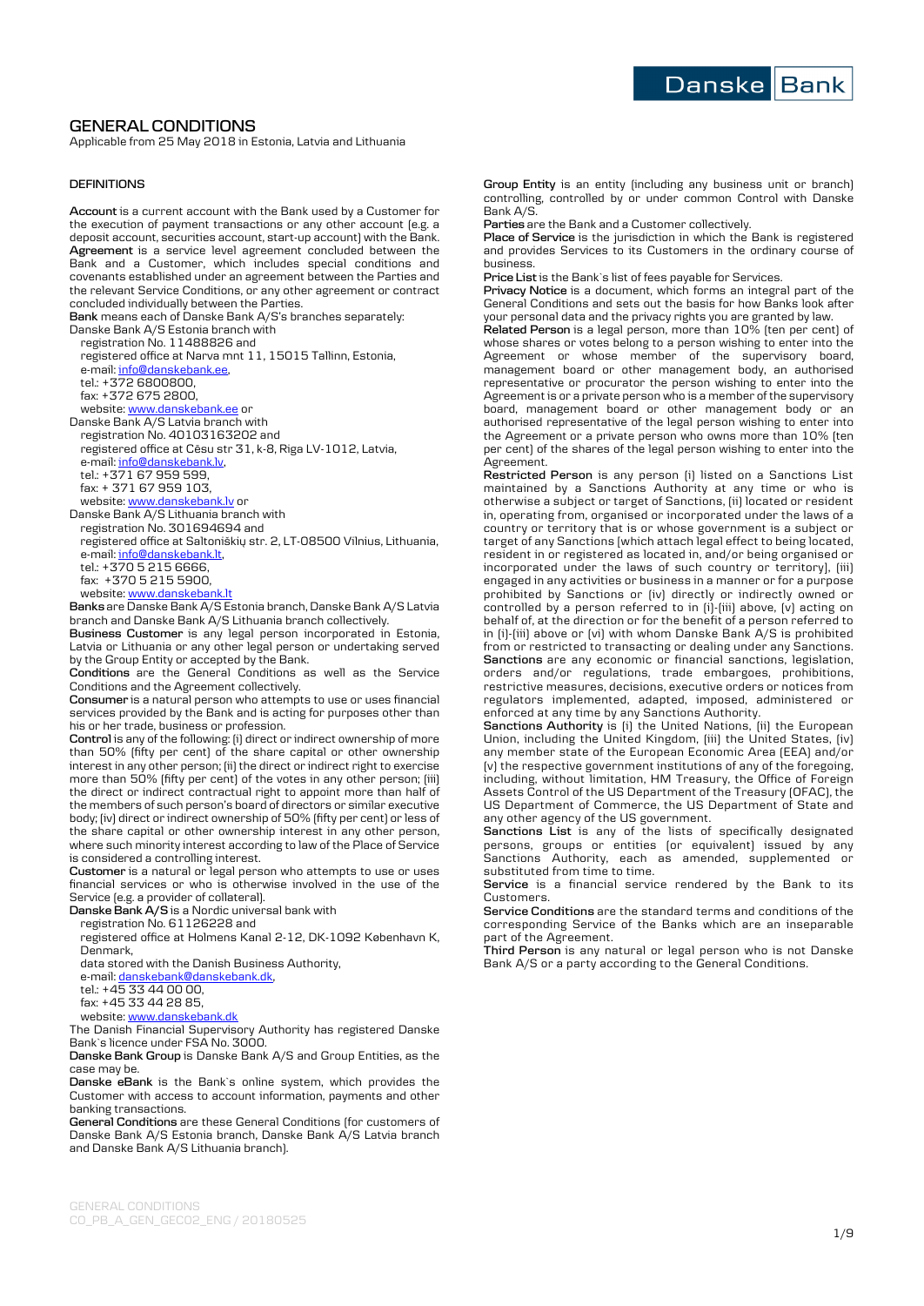# GENERAL CONDITIONS

Applicable from 25 May 2018 in Estonia, Latvia and Lithuania

## DEFINITIONS

**Account** is a current account with the Bank used by a Customer for the execution of payment transactions or any other account (e.g. a deposit account, securities account, start-up account) with the Bank.

**Agreement** is a service level agreement concluded between the Bank and a Customer, which includes special conditions and covenants established under an agreement between the Parties and the relevant Service Conditions, or any other agreement or contract concluded individually between the Parties.

**Bank** means each of Danske Bank A/S's branches separately:

Danske Bank A/S Estonia branch with
registration No. 11488826 and
registered office at Narva mnt 11, 15015 Tallinn, Estonia,
e-mail: info@danskebank.ee,
tel.: +372 6800800,
fax: +372 675 2800,
website: www.danskebank.ee or

Danske Bank A/S Latvia branch with
registration No. 40103163202 and
registered office at Cēsu str 31, k-8, Riga LV-1012, Latvia,
e-mail: info@danskebank.lv,
tel.: +371 67 959 599,
fax: + 371 67 959 103,
website: www.danskebank.lv or

Danske Bank A/S Lithuania branch with
registration No. 301694694 and
registered office at Saltoniškių str. 2, LT-08500 Vilnius, Lithuania,
e-mail: info@danskebank.lt,
tel.: +370 5 215 6666,
fax: +370 5 215 5900,
website: www.danskebank.lt

**Banks** are Danske Bank A/S Estonia branch, Danske Bank A/S Latvia branch and Danske Bank A/S Lithuania branch collectively.

**Business Customer** is any legal person incorporated in Estonia, Latvia or Lithuania or any other legal person or undertaking served by the Group Entity or accepted by the Bank.

**Conditions** are the General Conditions as well as the Service Conditions and the Agreement collectively.

**Consumer** is a natural person who attempts to use or uses financial services provided by the Bank and is acting for purposes other than his or her trade, business or profession.

**Control** is any of the following: (i) direct or indirect ownership of more than 50% (fifty per cent) of the share capital or other ownership interest in any other person; (ii) the direct or indirect right to exercise more than 50% (fifty per cent) of the votes in any other person; (iii) the direct or indirect contractual right to appoint more than half of the members of such person's board of directors or similar executive body; (iv) direct or indirect ownership of 50% (fifty per cent) or less of the share capital or other ownership interest in any other person, where such minority interest according to law of the Place of Service is considered a controlling interest.

**Customer** is a natural or legal person who attempts to use or uses financial services or who is otherwise involved in the use of the Service (e.g. a provider of collateral).

**Danske Bank A/S** is a Nordic universal bank with
registration No. 61126228 and
registered office at Holmens Kanal 2-12, DK-1092 København K, Denmark,
data stored with the Danish Business Authority,
e-mail: danskebank@danskebank.dk,
tel.: +45 33 44 00 00,
fax: +45 33 44 28 85,
website: www.danskebank.dk

The Danish Financial Supervisory Authority has registered Danske Bank`s licence under FSA No. 3000.

**Danske Bank Group** is Danske Bank A/S and Group Entities, as the case may be.

**Danske eBank** is the Bank`s online system, which provides the Customer with access to account information, payments and other banking transactions.

**General Conditions** are these General Conditions (for customers of Danske Bank A/S Estonia branch, Danske Bank A/S Latvia branch and Danske Bank A/S Lithuania branch).

**Group Entity** is an entity (including any business unit or branch) controlling, controlled by or under common Control with Danske Bank A/S.

**Parties** are the Bank and a Customer collectively.

**Place of Service** is the jurisdiction in which the Bank is registered and provides Services to its Customers in the ordinary course of business.

**Price List** is the Bank`s list of fees payable for Services.

**Privacy Notice** is a document, which forms an integral part of the General Conditions and sets out the basis for how Banks look after your personal data and the privacy rights you are granted by law.

**Related Person** is a legal person, more than 10% (ten per cent) of whose shares or votes belong to a person wishing to enter into the Agreement or whose member of the supervisory board, management board or other management body, an authorised representative or procurator the person wishing to enter into the Agreement is or a private person who is a member of the supervisory board, management board or other management body or an authorised representative of the legal person wishing to enter into the Agreement or a private person who owns more than 10% (ten per cent) of the shares of the legal person wishing to enter into the Agreement.

**Restricted Person** is any person (i) listed on a Sanctions List maintained by a Sanctions Authority at any time or who is otherwise a subject or target of Sanctions, (ii) located or resident in, operating from, organised or incorporated under the laws of a country or territory that is or whose government is a subject or target of any Sanctions (which attach legal effect to being located, resident in or registered as located in, and/or being organised or incorporated under the laws of such country or territory), (iii) engaged in any activities or business in a manner or for a purpose prohibited by Sanctions or (iv) directly or indirectly owned or controlled by a person referred to in (i)-(iii) above, (v) acting on behalf of, at the direction or for the benefit of a person referred to in (i)-(iii) above or (vi) with whom Danske Bank A/S is prohibited from or restricted to transacting or dealing under any Sanctions.

**Sanctions** are any economic or financial sanctions, legislation, orders and/or regulations, trade embargoes, prohibitions, restrictive measures, decisions, executive orders or notices from regulators implemented, adapted, imposed, administered or enforced at any time by any Sanctions Authority.

**Sanctions Authority** is (i) the United Nations, (ii) the European Union, including the United Kingdom, (iii) the United States, (iv) any member state of the European Economic Area (EEA) and/or (v) the respective government institutions of any of the foregoing, including, without limitation, HM Treasury, the Office of Foreign Assets Control of the US Department of the Treasury (OFAC), the US Department of Commerce, the US Department of State and any other agency of the US government.

**Sanctions List** is any of the lists of specifically designated persons, groups or entities (or equivalent) issued by any Sanctions Authority, each as amended, supplemented or substituted from time to time.

**Service** is a financial service rendered by the Bank to its Customers.

**Service Conditions** are the standard terms and conditions of the corresponding Service of the Banks which are an inseparable part of the Agreement.

**Third Person** is any natural or legal person who is not Danske Bank A/S or a party according to the General Conditions.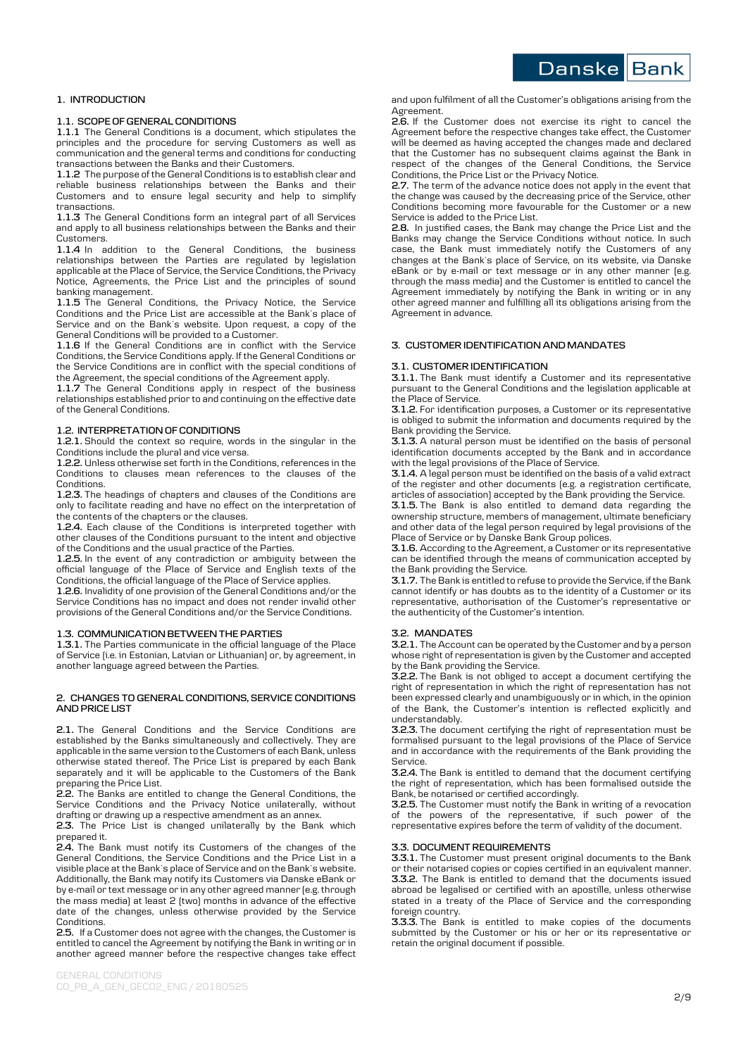## 1. INTRODUCTION

### 1.1. SCOPE OF GENERAL CONDITIONS

**1.1.1** The General Conditions is a document, which stipulates the principles and the procedure for serving Customers as well as communication and the general terms and conditions for conducting transactions between the Banks and their Customers.

**1.1.2** The purpose of the General Conditions is to establish clear and reliable business relationships between the Banks and their Customers and to ensure legal security and help to simplify transactions.

**1.1.3** The General Conditions form an integral part of all Services and apply to all business relationships between the Banks and their Customers.

**1.1.4** In addition to the General Conditions, the business relationships between the Parties are regulated by legislation applicable at the Place of Service, the Service Conditions, the Privacy Notice, Agreements, the Price List and the principles of sound banking management.

**1.1.5** The General Conditions, the Privacy Notice, the Service Conditions and the Price List are accessible at the Bank`s place of Service and on the Bank`s website. Upon request, a copy of the General Conditions will be provided to a Customer.

**1.1.6** If the General Conditions are in conflict with the Service Conditions, the Service Conditions apply. If the General Conditions or the Service Conditions are in conflict with the special conditions of the Agreement, the special conditions of the Agreement apply.

**1.1.7** The General Conditions apply in respect of the business relationships established prior to and continuing on the effective date of the General Conditions.

### 1.2. INTERPRETATION OF CONDITIONS

**1.2.1.** Should the context so require, words in the singular in the Conditions include the plural and vice versa.

**1.2.2.** Unless otherwise set forth in the Conditions, references in the Conditions to clauses mean references to the clauses of the Conditions.

**1.2.3.** The headings of chapters and clauses of the Conditions are only to facilitate reading and have no effect on the interpretation of the contents of the chapters or the clauses.

**1.2.4.** Each clause of the Conditions is interpreted together with other clauses of the Conditions pursuant to the intent and objective of the Conditions and the usual practice of the Parties.

**1.2.5.** In the event of any contradiction or ambiguity between the official language of the Place of Service and English texts of the Conditions, the official language of the Place of Service applies.

**1.2.6.** Invalidity of one provision of the General Conditions and/or the Service Conditions has no impact and does not render invalid other provisions of the General Conditions and/or the Service Conditions.

### 1.3. COMMUNICATION BETWEEN THE PARTIES

**1.3.1.** The Parties communicate in the official language of the Place of Service (i.e. in Estonian, Latvian or Lithuanian) or, by agreement, in another language agreed between the Parties.

## 2. CHANGES TO GENERAL CONDITIONS, SERVICE CONDITIONS AND PRICE LIST

**2.1.** The General Conditions and the Service Conditions are established by the Banks simultaneously and collectively. They are applicable in the same version to the Customers of each Bank, unless otherwise stated thereof. The Price List is prepared by each Bank separately and it will be applicable to the Customers of the Bank preparing the Price List.

**2.2.** The Banks are entitled to change the General Conditions, the Service Conditions and the Privacy Notice unilaterally, without drafting or drawing up a respective amendment as an annex.

**2.3.** The Price List is changed unilaterally by the Bank which prepared it.

**2.4.** The Bank must notify its Customers of the changes of the General Conditions, the Service Conditions and the Price List in a visible place at the Bank`s place of Service and on the Bank`s website. Additionally, the Bank may notify its Customers via Danske eBank or by e-mail or text message or in any other agreed manner (e.g. through the mass media) at least 2 (two) months in advance of the effective date of the changes, unless otherwise provided by the Service Conditions.

**2.5.** If a Customer does not agree with the changes, the Customer is entitled to cancel the Agreement by notifying the Bank in writing or in another agreed manner before the respective changes take effect and upon fulfilment of all the Customer's obligations arising from the Agreement.

**2.6.** If the Customer does not exercise its right to cancel the Agreement before the respective changes take effect, the Customer will be deemed as having accepted the changes made and declared that the Customer has no subsequent claims against the Bank in respect of the changes of the General Conditions, the Service Conditions, the Price List or the Privacy Notice.

**2.7.** The term of the advance notice does not apply in the event that the change was caused by the decreasing price of the Service, other Conditions becoming more favourable for the Customer or a new Service is added to the Price List.

**2.8.** In justified cases, the Bank may change the Price List and the Banks may change the Service Conditions without notice. In such case, the Bank must immediately notify the Customers of any changes at the Bank`s place of Service, on its website, via Danske eBank or by e-mail or text message or in any other manner (e.g. through the mass media) and the Customer is entitled to cancel the Agreement immediately by notifying the Bank in writing or in any other agreed manner and fulfilling all its obligations arising from the Agreement in advance.

## 3. CUSTOMER IDENTIFICATION AND MANDATES

### 3.1. CUSTOMER IDENTIFICATION

**3.1.1.** The Bank must identify a Customer and its representative pursuant to the General Conditions and the legislation applicable at the Place of Service.

**3.1.2.** For identification purposes, a Customer or its representative is obliged to submit the information and documents required by the Bank providing the Service.

**3.1.3.** A natural person must be identified on the basis of personal identification documents accepted by the Bank and in accordance with the legal provisions of the Place of Service.

**3.1.4.** A legal person must be identified on the basis of a valid extract of the register and other documents (e.g. a registration certificate, articles of association) accepted by the Bank providing the Service.

**3.1.5.** The Bank is also entitled to demand data regarding the ownership structure, members of management, ultimate beneficiary and other data of the legal person required by legal provisions of the Place of Service or by Danske Bank Group polices.

**3.1.6.** According to the Agreement, a Customer or its representative can be identified through the means of communication accepted by the Bank providing the Service.

**3.1.7.** The Bank is entitled to refuse to provide the Service, if the Bank cannot identify or has doubts as to the identity of a Customer or its representative, authorisation of the Customer's representative or the authenticity of the Customer's intention.

### 3.2. MANDATES

**3.2.1.** The Account can be operated by the Customer and by a person whose right of representation is given by the Customer and accepted by the Bank providing the Service.

**3.2.2.** The Bank is not obliged to accept a document certifying the right of representation in which the right of representation has not been expressed clearly and unambiguously or in which, in the opinion of the Bank, the Customer's intention is reflected explicitly and understandably.

**3.2.3.** The document certifying the right of representation must be formalised pursuant to the legal provisions of the Place of Service and in accordance with the requirements of the Bank providing the Service.

**3.2.4.** The Bank is entitled to demand that the document certifying the right of representation, which has been formalised outside the Bank, be notarised or certified accordingly.

**3.2.5.** The Customer must notify the Bank in writing of a revocation of the powers of the representative, if such power of the representative expires before the term of validity of the document.

### 3.3. DOCUMENT REQUIREMENTS

**3.3.1.** The Customer must present original documents to the Bank or their notarised copies or copies certified in an equivalent manner.

**3.3.2.** The Bank is entitled to demand that the documents issued abroad be legalised or certified with an apostille, unless otherwise stated in a treaty of the Place of Service and the corresponding foreign country.

**3.3.3.** The Bank is entitled to make copies of the documents submitted by the Customer or his or her or its representative or retain the original document if possible.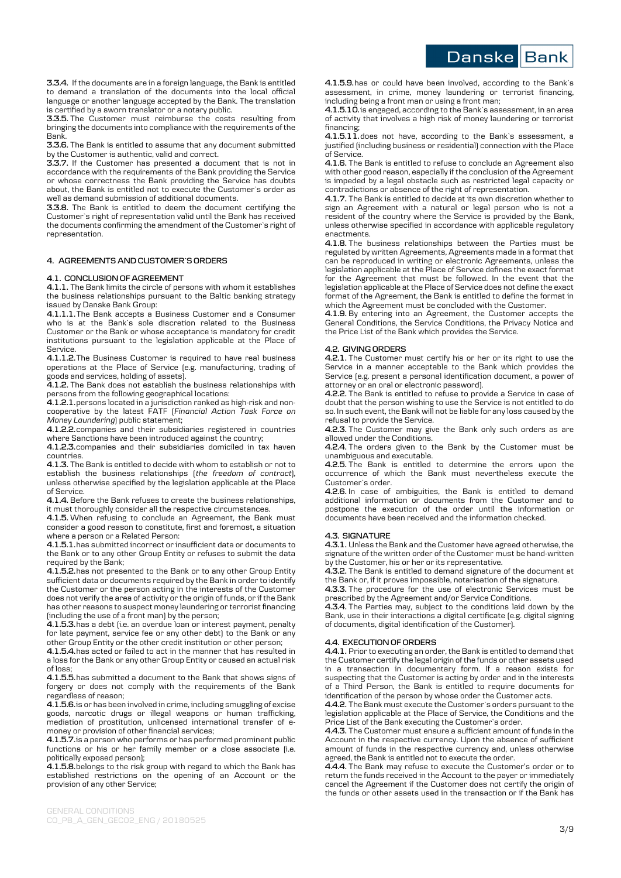**3.3.4.** If the documents are in a foreign language, the Bank is entitled to demand a translation of the documents into the local official language or another language accepted by the Bank. The translation is certified by a sworn translator or a notary public.

**3.3.5.** The Customer must reimburse the costs resulting from bringing the documents into compliance with the requirements of the Bank.

**3.3.6.** The Bank is entitled to assume that any document submitted by the Customer is authentic, valid and correct.

**3.3.7.** If the Customer has presented a document that is not in accordance with the requirements of the Bank providing the Service or whose correctness the Bank providing the Service has doubts about, the Bank is entitled not to execute the Customer`s order as well as demand submission of additional documents.

**3.3.8.** The Bank is entitled to deem the document certifying the Customer`s right of representation valid until the Bank has received the documents confirming the amendment of the Customer`s right of representation.

## 4. AGREEMENTS AND CUSTOMER`S ORDERS

### 4.1. CONCLUSION OF AGREEMENT

**4.1.1.** The Bank limits the circle of persons with whom it establishes the business relationships pursuant to the Baltic banking strategy issued by Danske Bank Group:

**4.1.1.1.** The Bank accepts a Business Customer and a Consumer who is at the Bank`s sole discretion related to the Business Customer or the Bank or whose acceptance is mandatory for credit institutions pursuant to the legislation applicable at the Place of Service.

**4.1.1.2.** The Business Customer is required to have real business operations at the Place of Service (e.g. manufacturing, trading of goods and services, holding of assets).

**4.1.2.** The Bank does not establish the business relationships with persons from the following geographical locations:

**4.1.2.1.** persons located in a jurisdiction ranked as high-risk and non-cooperative by the latest FATF (*Financial Action Task Force on Money Laundering*) public statement;

**4.1.2.2.** companies and their subsidiaries registered in countries where Sanctions have been introduced against the country;

**4.1.2.3.** companies and their subsidiaries domiciled in tax haven countries.

**4.1.3.** The Bank is entitled to decide with whom to establish or not to establish the business relationships (*the freedom of contract*), unless otherwise specified by the legislation applicable at the Place of Service.

**4.1.4.** Before the Bank refuses to create the business relationships, it must thoroughly consider all the respective circumstances.

**4.1.5.** When refusing to conclude an Agreement, the Bank must consider a good reason to constitute, first and foremost, a situation where a person or a Related Person:

**4.1.5.1.** has submitted incorrect or insufficient data or documents to the Bank or to any other Group Entity or refuses to submit the data required by the Bank;

**4.1.5.2.** has not presented to the Bank or to any other Group Entity sufficient data or documents required by the Bank in order to identify the Customer or the person acting in the interests of the Customer does not verify the area of activity or the origin of funds, or if the Bank has other reasons to suspect money laundering or terrorist financing (including the use of a front man) by the person;

**4.1.5.3.** has a debt (i.e. an overdue loan or interest payment, penalty for late payment, service fee or any other debt) to the Bank or any other Group Entity or the other credit institution or other person;

**4.1.5.4.** has acted or failed to act in the manner that has resulted in a loss for the Bank or any other Group Entity or caused an actual risk of loss;

**4.1.5.5.** has submitted a document to the Bank that shows signs of forgery or does not comply with the requirements of the Bank regardless of reason;

**4.1.5.6.** is or has been involved in crime, including smuggling of excise goods, narcotic drugs or illegal weapons or human trafficking, mediation of prostitution, unlicensed international transfer of e-money or provision of other financial services;

**4.1.5.7.** is a person who performs or has performed prominent public functions or his or her family member or a close associate (i.e. politically exposed person);

**4.1.5.8.** belongs to the risk group with regard to which the Bank has established restrictions on the opening of an Account or the provision of any other Service;

**4.1.5.9.** has or could have been involved, according to the Bank`s assessment, in crime, money laundering or terrorist financing, including being a front man or using a front man;

**4.1.5.10.** is engaged, according to the Bank`s assessment, in an area of activity that involves a high risk of money laundering or terrorist financing;

**4.1.5.11.** does not have, according to the Bank`s assessment, a justified (including business or residential) connection with the Place of Service.

**4.1.6.** The Bank is entitled to refuse to conclude an Agreement also with other good reason, especially if the conclusion of the Agreement is impeded by a legal obstacle such as restricted legal capacity or contradictions or absence of the right of representation.

**4.1.7.** The Bank is entitled to decide at its own discretion whether to sign an Agreement with a natural or legal person who is not a resident of the country where the Service is provided by the Bank, unless otherwise specified in accordance with applicable regulatory enactments.

**4.1.8.** The business relationships between the Parties must be regulated by written Agreements, Agreements made in a format that can be reproduced in writing or electronic Agreements, unless the legislation applicable at the Place of Service defines the exact format for the Agreement that must be followed. In the event that the legislation applicable at the Place of Service does not define the exact format of the Agreement, the Bank is entitled to define the format in which the Agreement must be concluded with the Customer.

**4.1.9.** By entering into an Agreement, the Customer accepts the General Conditions, the Service Conditions, the Privacy Notice and the Price List of the Bank which provides the Service.

### 4.2. GIVING ORDERS

**4.2.1.** The Customer must certify his or her or its right to use the Service in a manner acceptable to the Bank which provides the Service (e.g. present a personal identification document, a power of attorney or an oral or electronic password).

**4.2.2.** The Bank is entitled to refuse to provide a Service in case of doubt that the person wishing to use the Service is not entitled to do so. In such event, the Bank will not be liable for any loss caused by the refusal to provide the Service.

**4.2.3.** The Customer may give the Bank only such orders as are allowed under the Conditions.

**4.2.4.** The orders given to the Bank by the Customer must be unambiguous and executable.

**4.2.5.** The Bank is entitled to determine the errors upon the occurrence of which the Bank must nevertheless execute the Customer`s order.

**4.2.6.** In case of ambiguities, the Bank is entitled to demand additional information or documents from the Customer and to postpone the execution of the order until the information or documents have been received and the information checked.

### 4.3. SIGNATURE

**4.3.1.** Unless the Bank and the Customer have agreed otherwise, the signature of the written order of the Customer must be hand-written by the Customer, his or her or its representative.

**4.3.2.** The Bank is entitled to demand signature of the document at the Bank or, if it proves impossible, notarisation of the signature.

**4.3.3.** The procedure for the use of electronic Services must be prescribed by the Agreement and/or Service Conditions.

**4.3.4.** The Parties may, subject to the conditions laid down by the Bank, use in their interactions a digital certificate (e.g. digital signing of documents, digital identification of the Customer).

### 4.4. EXECUTION OF ORDERS

**4.4.1.** Prior to executing an order, the Bank is entitled to demand that the Customer certify the legal origin of the funds or other assets used in a transaction in documentary form. If a reason exists for suspecting that the Customer is acting by order and in the interests of a Third Person, the Bank is entitled to require documents for identification of the person by whose order the Customer acts.

**4.4.2.** The Bank must execute the Customer`s orders pursuant to the legislation applicable at the Place of Service, the Conditions and the Price List of the Bank executing the Customer`s order.

**4.4.3.** The Customer must ensure a sufficient amount of funds in the Account in the respective currency. Upon the absence of sufficient amount of funds in the respective currency and, unless otherwise agreed, the Bank is entitled not to execute the order.

**4.4.4.** The Bank may refuse to execute the Customer's order or to return the funds received in the Account to the payer or immediately cancel the Agreement if the Customer does not certify the origin of the funds or other assets used in the transaction or if the Bank has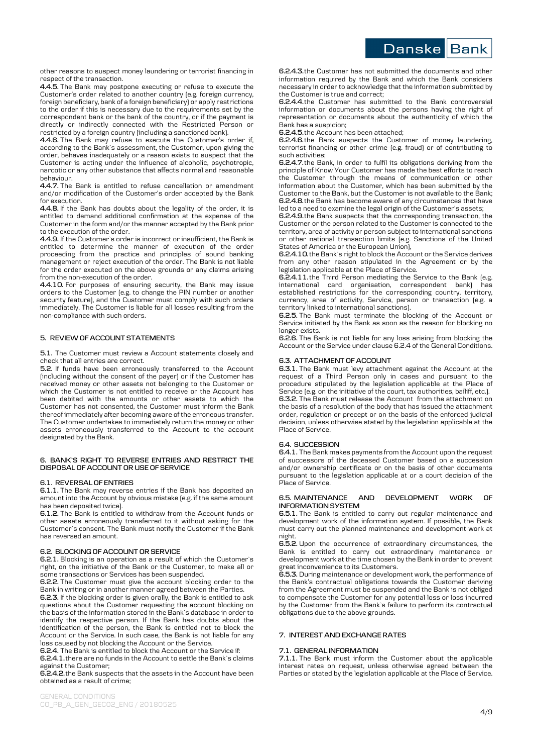other reasons to suspect money laundering or terrorist financing in respect of the transaction.

**4.4.5.** The Bank may postpone executing or refuse to execute the Customer's order related to another country (e.g. foreign currency, foreign beneficiary, bank of a foreign beneficiary) or apply restrictions to the order if this is necessary due to the requirements set by the correspondent bank or the bank of the country, or if the payment is directly or indirectly connected with the Restricted Person or restricted by a foreign country (including a sanctioned bank).

**4.4.6.** The Bank may refuse to execute the Customer's order if, according to the Bank`s assessment, the Customer, upon giving the order, behaves inadequately or a reason exists to suspect that the Customer is acting under the influence of alcoholic, psychotropic, narcotic or any other substance that affects normal and reasonable behaviour.

**4.4.7.** The Bank is entitled to refuse cancellation or amendment and/or modification of the Customer's order accepted by the Bank for execution.

**4.4.8.** If the Bank has doubts about the legality of the order, it is entitled to demand additional confirmation at the expense of the Customer in the form and/or the manner accepted by the Bank prior to the execution of the order.

**4.4.9.** If the Customer`s order is incorrect or insufficient, the Bank is entitled to determine the manner of execution of the order proceeding from the practice and principles of sound banking management or reject execution of the order. The Bank is not liable for the order executed on the above grounds or any claims arising from the non-execution of the order.

**4.4.10.** For purposes of ensuring security, the Bank may issue orders to the Customer (e.g. to change the PIN number or another security feature), and the Customer must comply with such orders immediately. The Customer is liable for all losses resulting from the non-compliance with such orders.

## 5. REVIEW OF ACCOUNT STATEMENTS

**5.1.** The Customer must review a Account statements closely and check that all entries are correct.

**5.2.** If funds have been erroneously transferred to the Account (including without the consent of the payer) or if the Customer has received money or other assets not belonging to the Customer or which the Customer is not entitled to receive or the Account has been debited with the amounts or other assets to which the Customer has not consented, the Customer must inform the Bank thereof immediately after becoming aware of the erroneous transfer. The Customer undertakes to immediately return the money or other assets erroneously transferred to the Account to the account designated by the Bank.

## 6. BANK`S RIGHT TO REVERSE ENTRIES AND RESTRICT THE DISPOSAL OF ACCOUNT OR USE OF SERVICE

### 6.1. REVERSAL OF ENTRIES

**6.1.1.** The Bank may reverse entries if the Bank has deposited an amount into the Account by obvious mistake (e.g. if the same amount has been deposited twice).

**6.1.2.** The Bank is entitled to withdraw from the Account funds or other assets erroneously transferred to it without asking for the Customer`s consent. The Bank must notify the Customer if the Bank has reversed an amount.

### 6.2. BLOCKING OF ACCOUNT OR SERVICE

**6.2.1.** Blocking is an operation as a result of which the Customer`s right, on the initiative of the Bank or the Customer, to make all or some transactions or Services has been suspended.

**6.2.2.** The Customer must give the account blocking order to the Bank in writing or in another manner agreed between the Parties.

**6.2.3.** If the blocking order is given orally, the Bank is entitled to ask questions about the Customer requesting the account blocking on the basis of the information stored in the Bank`s database in order to identify the respective person. If the Bank has doubts about the identification of the person, the Bank is entitled not to block the Account or the Service. In such case, the Bank is not liable for any loss caused by not blocking the Account or the Service.

**6.2.4.** The Bank is entitled to block the Account or the Service if:

**6.2.4.1.** there are no funds in the Account to settle the Bank`s claims against the Customer;

**6.2.4.2.** the Bank suspects that the assets in the Account have been obtained as a result of crime;

**6.2.4.3.** the Customer has not submitted the documents and other information required by the Bank and which the Bank considers necessary in order to acknowledge that the information submitted by the Customer is true and correct;

**6.2.4.4.** the Customer has submitted to the Bank controversial information or documents about the persons having the right of representation or documents about the authenticity of which the Bank has a suspicion;

**6.2.4.5.** the Account has been attached;

**6.2.4.6.** the Bank suspects the Customer of money laundering, terrorist financing or other crime (e.g. fraud) or of contributing to such activities;

**6.2.4.7.** the Bank, in order to fulfil its obligations deriving from the principle of Know Your Customer has made the best efforts to reach the Customer through the means of communication or other information about the Customer, which has been submitted by the Customer to the Bank, but the Customer is not available to the Bank;

**6.2.4.8.** the Bank has become aware of any circumstances that have led to a need to examine the legal origin of the Customer's assets;

**6.2.4.9.** the Bank suspects that the corresponding transaction, the Customer or the person related to the Customer is connected to the territory, area of activity or person subject to international sanctions or other national transaction limits (e.g. Sanctions of the United States of America or the European Union),

**6.2.4.10.** the Bank`s right to block the Account or the Service derives from any other reason stipulated in the Agreement or by the legislation applicable at the Place of Service.

**6.2.4.11.** the Third Person mediating the Service to the Bank (e.g. international card organisation, correspondent bank) has established restrictions for the corresponding country, territory, currency, area of activity, Service, person or transaction (e.g. a territory linked to international sanctions).

**6.2.5.** The Bank must terminate the blocking of the Account or Service initiated by the Bank as soon as the reason for blocking no longer exists.

**6.2.6.** The Bank is not liable for any loss arising from blocking the Account or the Service under clause 6.2.4 of the General Conditions.

### 6.3. ATTACHMENT OF ACCOUNT

**6.3.1.** The Bank must levy attachment against the Account at the request of a Third Person only in cases and pursuant to the procedure stipulated by the legislation applicable at the Place of Service (e.g. on the initiative of the court, tax authorities, bailiff, etc.).

**6.3.2.** The Bank must release the Account from the attachment on the basis of a resolution of the body that has issued the attachment order, regulation or precept or on the basis of the enforced judicial decision, unless otherwise stated by the legislation applicable at the Place of Service.

### 6.4. SUCCESSION

**6.4.1.** The Bank makes payments from the Account upon the request of successors of the deceased Customer based on a succession and/or ownership certificate or on the basis of other documents pursuant to the legislation applicable at or a court decision of the Place of Service.

### 6.5. MAINTENANCE AND DEVELOPMENT WORK OF INFORMATION SYSTEM

**6.5.1.** The Bank is entitled to carry out regular maintenance and development work of the information system. If possible, the Bank must carry out the planned maintenance and development work at night.

**6.5.2.** Upon the occurrence of extraordinary circumstances, the Bank is entitled to carry out extraordinary maintenance or development work at the time chosen by the Bank in order to prevent great inconvenience to its Customers.

**6.5.3.** During maintenance or development work, the performance of the Bank's contractual obligations towards the Customer deriving from the Agreement must be suspended and the Bank is not obliged to compensate the Customer for any potential loss or loss incurred by the Customer from the Bank`s failure to perform its contractual obligations due to the above grounds.

## 7. INTEREST AND EXCHANGE RATES

### 7.1. GENERAL INFORMATION

**7.1.1.** The Bank must inform the Customer about the applicable interest rates on request, unless otherwise agreed between the Parties or stated by the legislation applicable at the Place of Service.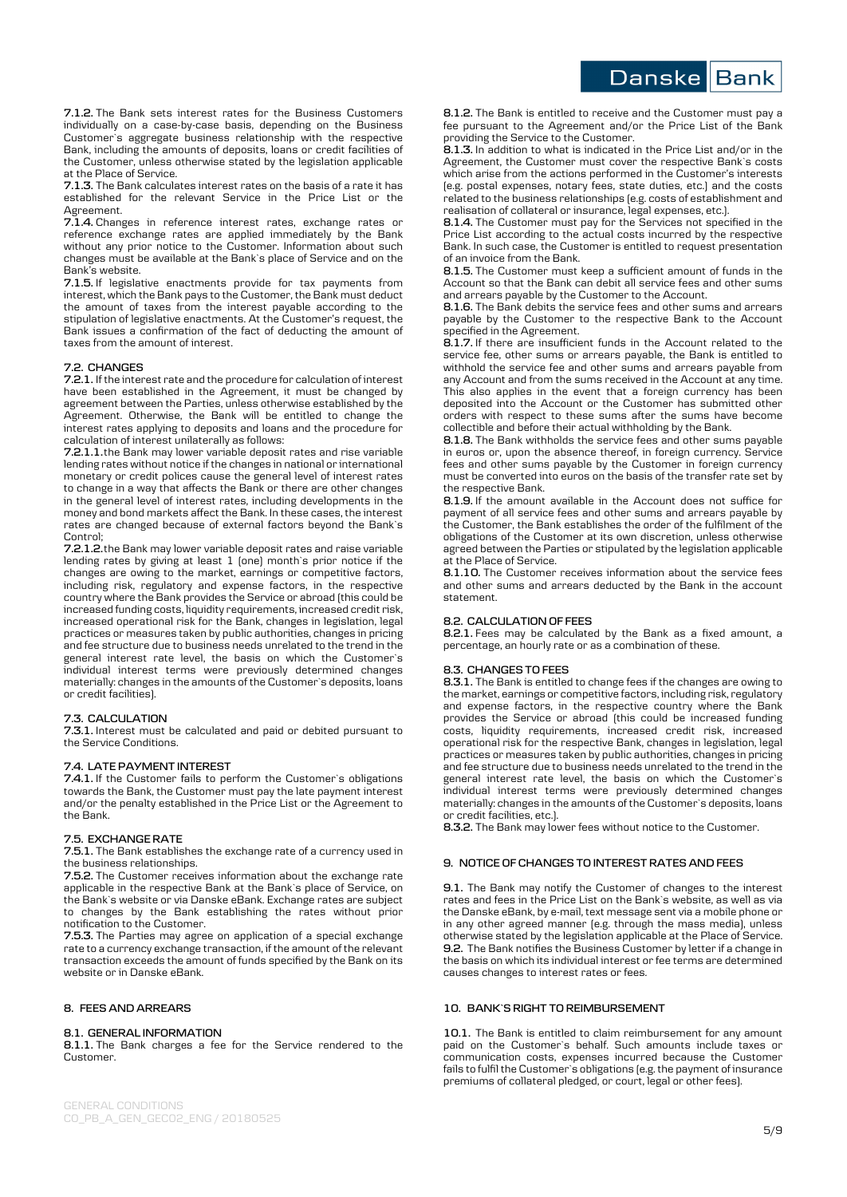**7.1.2.** The Bank sets interest rates for the Business Customers individually on a case-by-case basis, depending on the Business Customer`s aggregate business relationship with the respective Bank, including the amounts of deposits, loans or credit facilities of the Customer, unless otherwise stated by the legislation applicable at the Place of Service.

**7.1.3.** The Bank calculates interest rates on the basis of a rate it has established for the relevant Service in the Price List or the Agreement.

**7.1.4.** Changes in reference interest rates, exchange rates or reference exchange rates are applied immediately by the Bank without any prior notice to the Customer. Information about such changes must be available at the Bank`s place of Service and on the Bank's website.

**7.1.5.** If legislative enactments provide for tax payments from interest, which the Bank pays to the Customer, the Bank must deduct the amount of taxes from the interest payable according to the stipulation of legislative enactments. At the Customer's request, the Bank issues a confirmation of the fact of deducting the amount of taxes from the amount of interest.

### 7.2. CHANGES

**7.2.1.** If the interest rate and the procedure for calculation of interest have been established in the Agreement, it must be changed by agreement between the Parties, unless otherwise established by the Agreement. Otherwise, the Bank will be entitled to change the interest rates applying to deposits and loans and the procedure for calculation of interest unilaterally as follows:

**7.2.1.1.** the Bank may lower variable deposit rates and rise variable lending rates without notice if the changes in national or international monetary or credit polices cause the general level of interest rates to change in a way that affects the Bank or there are other changes in the general level of interest rates, including developments in the money and bond markets affect the Bank. In these cases, the interest rates are changed because of external factors beyond the Bank`s Control;

**7.2.1.2.** the Bank may lower variable deposit rates and raise variable lending rates by giving at least 1 (one) month`s prior notice if the changes are owing to the market, earnings or competitive factors, including risk, regulatory and expense factors, in the respective country where the Bank provides the Service or abroad (this could be increased funding costs, liquidity requirements, increased credit risk, increased operational risk for the Bank, changes in legislation, legal practices or measures taken by public authorities, changes in pricing and fee structure due to business needs unrelated to the trend in the general interest rate level, the basis on which the Customer`s individual interest terms were previously determined changes materially: changes in the amounts of the Customer`s deposits, loans or credit facilities).

### 7.3. CALCULATION

**7.3.1.** Interest must be calculated and paid or debited pursuant to the Service Conditions.

### 7.4. LATE PAYMENT INTEREST

**7.4.1.** If the Customer fails to perform the Customer`s obligations towards the Bank, the Customer must pay the late payment interest and/or the penalty established in the Price List or the Agreement to the Bank.

### 7.5. EXCHANGE RATE

**7.5.1.** The Bank establishes the exchange rate of a currency used in the business relationships.

**7.5.2.** The Customer receives information about the exchange rate applicable in the respective Bank at the Bank`s place of Service, on the Bank`s website or via Danske eBank. Exchange rates are subject to changes by the Bank establishing the rates without prior notification to the Customer.

**7.5.3.** The Parties may agree on application of a special exchange rate to a currency exchange transaction, if the amount of the relevant transaction exceeds the amount of funds specified by the Bank on its website or in Danske eBank.

## 8. FEES AND ARREARS

### 8.1. GENERAL INFORMATION

**8.1.1.** The Bank charges a fee for the Service rendered to the Customer.

**8.1.2.** The Bank is entitled to receive and the Customer must pay a fee pursuant to the Agreement and/or the Price List of the Bank providing the Service to the Customer.

**8.1.3.** In addition to what is indicated in the Price List and/or in the Agreement, the Customer must cover the respective Bank`s costs which arise from the actions performed in the Customer's interests (e.g. postal expenses, notary fees, state duties, etc.) and the costs related to the business relationships (e.g. costs of establishment and realisation of collateral or insurance, legal expenses, etc.).

**8.1.4.** The Customer must pay for the Services not specified in the Price List according to the actual costs incurred by the respective Bank. In such case, the Customer is entitled to request presentation of an invoice from the Bank.

**8.1.5.** The Customer must keep a sufficient amount of funds in the Account so that the Bank can debit all service fees and other sums and arrears payable by the Customer to the Account.

**8.1.6.** The Bank debits the service fees and other sums and arrears payable by the Customer to the respective Bank to the Account specified in the Agreement.

**8.1.7.** If there are insufficient funds in the Account related to the service fee, other sums or arrears payable, the Bank is entitled to withhold the service fee and other sums and arrears payable from any Account and from the sums received in the Account at any time. This also applies in the event that a foreign currency has been deposited into the Account or the Customer has submitted other orders with respect to these sums after the sums have become collectible and before their actual withholding by the Bank.

**8.1.8.** The Bank withholds the service fees and other sums payable in euros or, upon the absence thereof, in foreign currency. Service fees and other sums payable by the Customer in foreign currency must be converted into euros on the basis of the transfer rate set by the respective Bank.

**8.1.9.** If the amount available in the Account does not suffice for payment of all service fees and other sums and arrears payable by the Customer, the Bank establishes the order of the fulfilment of the obligations of the Customer at its own discretion, unless otherwise agreed between the Parties or stipulated by the legislation applicable at the Place of Service.

**8.1.10.** The Customer receives information about the service fees and other sums and arrears deducted by the Bank in the account statement.

### 8.2. CALCULATION OF FEES

**8.2.1.** Fees may be calculated by the Bank as a fixed amount, a percentage, an hourly rate or as a combination of these.

### 8.3. CHANGES TO FEES

**8.3.1.** The Bank is entitled to change fees if the changes are owing to the market, earnings or competitive factors, including risk, regulatory and expense factors, in the respective country where the Bank provides the Service or abroad (this could be increased funding costs, liquidity requirements, increased credit risk, increased operational risk for the respective Bank, changes in legislation, legal practices or measures taken by public authorities, changes in pricing and fee structure due to business needs unrelated to the trend in the general interest rate level, the basis on which the Customer`s individual interest terms were previously determined changes materially: changes in the amounts of the Customer`s deposits, loans or credit facilities, etc.).

**8.3.2.** The Bank may lower fees without notice to the Customer.

## 9. NOTICE OF CHANGES TO INTEREST RATES AND FEES

**9.1.** The Bank may notify the Customer of changes to the interest rates and fees in the Price List on the Bank`s website, as well as via the Danske eBank, by e-mail, text message sent via a mobile phone or in any other agreed manner (e.g. through the mass media), unless otherwise stated by the legislation applicable at the Place of Service.

**9.2.** The Bank notifies the Business Customer by letter if a change in the basis on which its individual interest or fee terms are determined causes changes to interest rates or fees.

## 10. BANK`S RIGHT TO REIMBURSEMENT

**10.1.** The Bank is entitled to claim reimbursement for any amount paid on the Customer`s behalf. Such amounts include taxes or communication costs, expenses incurred because the Customer fails to fulfil the Customer`s obligations (e.g. the payment of insurance premiums of collateral pledged, or court, legal or other fees).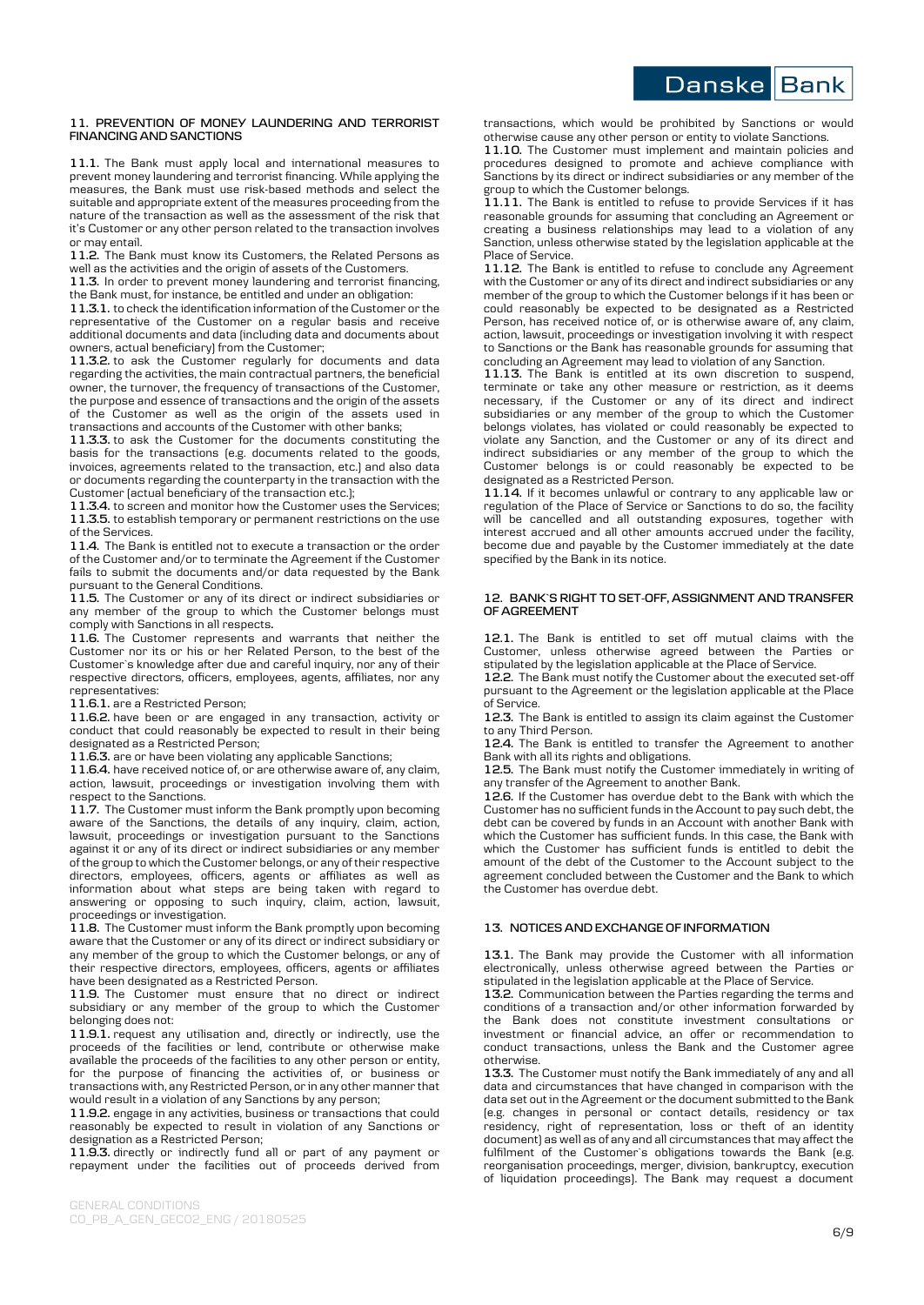## 11. PREVENTION OF MONEY LAUNDERING AND TERRORIST FINANCING AND SANCTIONS

**11.1.** The Bank must apply local and international measures to prevent money laundering and terrorist financing. While applying the measures, the Bank must use risk-based methods and select the suitable and appropriate extent of the measures proceeding from the nature of the transaction as well as the assessment of the risk that it's Customer or any other person related to the transaction involves or may entail.

**11.2.** The Bank must know its Customers, the Related Persons as well as the activities and the origin of assets of the Customers.

**11.3.** In order to prevent money laundering and terrorist financing, the Bank must, for instance, be entitled and under an obligation:

**11.3.1.** to check the identification information of the Customer or the representative of the Customer on a regular basis and receive additional documents and data (including data and documents about owners, actual beneficiary) from the Customer;

**11.3.2.** to ask the Customer regularly for documents and data regarding the activities, the main contractual partners, the beneficial owner, the turnover, the frequency of transactions of the Customer, the purpose and essence of transactions and the origin of the assets of the Customer as well as the origin of the assets used in transactions and accounts of the Customer with other banks;

**11.3.3.** to ask the Customer for the documents constituting the basis for the transactions (e.g. documents related to the goods, invoices, agreements related to the transaction, etc.) and also data or documents regarding the counterparty in the transaction with the Customer (actual beneficiary of the transaction etc.);

**11.3.4.** to screen and monitor how the Customer uses the Services;

**11.3.5.** to establish temporary or permanent restrictions on the use of the Services.

**11.4.** The Bank is entitled not to execute a transaction or the order of the Customer and/or to terminate the Agreement if the Customer fails to submit the documents and/or data requested by the Bank pursuant to the General Conditions.

**11.5.** The Customer or any of its direct or indirect subsidiaries or any member of the group to which the Customer belongs must comply with Sanctions in all respects.

**11.6.** The Customer represents and warrants that neither the Customer nor its or his or her Related Person, to the best of the Customer`s knowledge after due and careful inquiry, nor any of their respective directors, officers, employees, agents, affiliates, nor any representatives:

**11.6.1.** are a Restricted Person;

**11.6.2.** have been or are engaged in any transaction, activity or conduct that could reasonably be expected to result in their being designated as a Restricted Person;

**11.6.3.** are or have been violating any applicable Sanctions;

**11.6.4.** have received notice of, or are otherwise aware of, any claim, action, lawsuit, proceedings or investigation involving them with respect to the Sanctions.

**11.7.** The Customer must inform the Bank promptly upon becoming aware of the Sanctions, the details of any inquiry, claim, action, lawsuit, proceedings or investigation pursuant to the Sanctions against it or any of its direct or indirect subsidiaries or any member of the group to which the Customer belongs, or any of their respective directors, employees, officers, agents or affiliates as well as information about what steps are being taken with regard to answering or opposing to such inquiry, claim, action, lawsuit, proceedings or investigation.

**11.8.** The Customer must inform the Bank promptly upon becoming aware that the Customer or any of its direct or indirect subsidiary or any member of the group to which the Customer belongs, or any of their respective directors, employees, officers, agents or affiliates have been designated as a Restricted Person.

**11.9.** The Customer must ensure that no direct or indirect subsidiary or any member of the group to which the Customer belonging does not:

**11.9.1.** request any utilisation and, directly or indirectly, use the proceeds of the facilities or lend, contribute or otherwise make available the proceeds of the facilities to any other person or entity, for the purpose of financing the activities of, or business or transactions with, any Restricted Person, or in any other manner that would result in a violation of any Sanctions by any person;

**11.9.2.** engage in any activities, business or transactions that could reasonably be expected to result in violation of any Sanctions or designation as a Restricted Person;

**11.9.3.** directly or indirectly fund all or part of any payment or repayment under the facilities out of proceeds derived from transactions, which would be prohibited by Sanctions or would otherwise cause any other person or entity to violate Sanctions.

**11.10.** The Customer must implement and maintain policies and procedures designed to promote and achieve compliance with Sanctions by its direct or indirect subsidiaries or any member of the group to which the Customer belongs.

**11.11.** The Bank is entitled to refuse to provide Services if it has reasonable grounds for assuming that concluding an Agreement or creating a business relationships may lead to a violation of any Sanction, unless otherwise stated by the legislation applicable at the Place of Service.

**11.12.** The Bank is entitled to refuse to conclude any Agreement with the Customer or any of its direct and indirect subsidiaries or any member of the group to which the Customer belongs if it has been or could reasonably be expected to be designated as a Restricted Person, has received notice of, or is otherwise aware of, any claim, action, lawsuit, proceedings or investigation involving it with respect to Sanctions or the Bank has reasonable grounds for assuming that concluding an Agreement may lead to violation of any Sanction.

**11.13.** The Bank is entitled at its own discretion to suspend, terminate or take any other measure or restriction, as it deems necessary, if the Customer or any of its direct and indirect subsidiaries or any member of the group to which the Customer belongs violates, has violated or could reasonably be expected to violate any Sanction, and the Customer or any of its direct and indirect subsidiaries or any member of the group to which the Customer belongs is or could reasonably be expected to be designated as a Restricted Person.

**11.14.** If it becomes unlawful or contrary to any applicable law or regulation of the Place of Service or Sanctions to do so, the facility will be cancelled and all outstanding exposures, together with interest accrued and all other amounts accrued under the facility, become due and payable by the Customer immediately at the date specified by the Bank in its notice.

## 12. BANK`S RIGHT TO SET-OFF, ASSIGNMENT AND TRANSFER OF AGREEMENT

**12.1.** The Bank is entitled to set off mutual claims with the Customer, unless otherwise agreed between the Parties or stipulated by the legislation applicable at the Place of Service.

**12.2.** The Bank must notify the Customer about the executed set-off pursuant to the Agreement or the legislation applicable at the Place of Service.

**12.3.** The Bank is entitled to assign its claim against the Customer to any Third Person.

**12.4.** The Bank is entitled to transfer the Agreement to another Bank with all its rights and obligations.

**12.5.** The Bank must notify the Customer immediately in writing of any transfer of the Agreement to another Bank.

**12.6.** If the Customer has overdue debt to the Bank with which the Customer has no sufficient funds in the Account to pay such debt, the debt can be covered by funds in an Account with another Bank with which the Customer has sufficient funds. In this case, the Bank with which the Customer has sufficient funds is entitled to debit the amount of the debt of the Customer to the Account subject to the agreement concluded between the Customer and the Bank to which the Customer has overdue debt.

## 13. NOTICES AND EXCHANGE OF INFORMATION

**13.1.** The Bank may provide the Customer with all information electronically, unless otherwise agreed between the Parties or stipulated in the legislation applicable at the Place of Service.

**13.2.** Communication between the Parties regarding the terms and conditions of a transaction and/or other information forwarded by the Bank does not constitute investment consultations or investment or financial advice, an offer or recommendation to conduct transactions, unless the Bank and the Customer agree otherwise.

**13.3.** The Customer must notify the Bank immediately of any and all data and circumstances that have changed in comparison with the data set out in the Agreement or the document submitted to the Bank (e.g. changes in personal or contact details, residency or tax residency, right of representation, loss or theft of an identity document) as well as of any and all circumstances that may affect the fulfilment of the Customer`s obligations towards the Bank (e.g. reorganisation proceedings, merger, division, bankruptcy, execution of liquidation proceedings). The Bank may request a document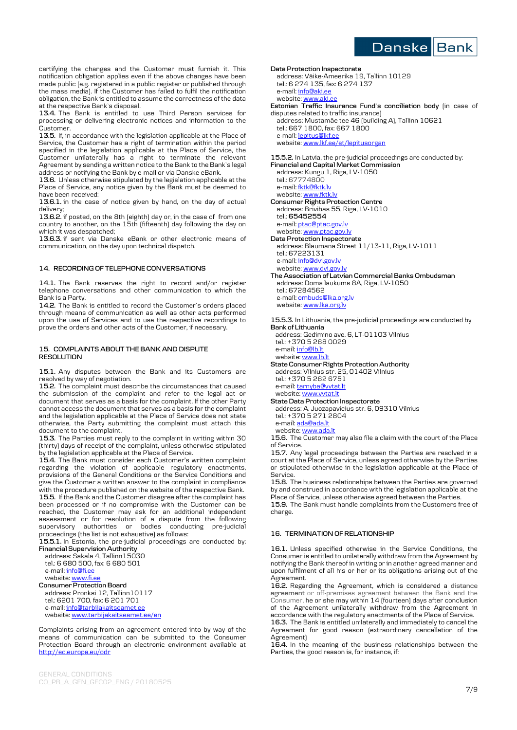certifying the changes and the Customer must furnish it. This notification obligation applies even if the above changes have been made public (e.g. registered in a public register or published through the mass media). If the Customer has failed to fulfil the notification obligation, the Bank is entitled to assume the correctness of the data at the respective Bank`s disposal.

**13.4.** The Bank is entitled to use Third Person services for processing or delivering electronic notices and information to the Customer.

**13.5.** If, in accordance with the legislation applicable at the Place of Service, the Customer has a right of termination within the period specified in the legislation applicable at the Place of Service, the Customer unilaterally has a right to terminate the relevant Agreement by sending a written notice to the Bank to the Bank`s legal address or notifying the Bank by e-mail or via Danske eBank.

**13.6.** Unless otherwise stipulated by the legislation applicable at the Place of Service, any notice given by the Bank must be deemed to have been received:

**13.6.1.** in the case of notice given by hand, on the day of actual delivery;

**13.6.2.** if posted, on the 8th (eighth) day or, in the case of from one country to another, on the 15th (fifteenth) day following the day on which it was despatched;

**13.6.3.** if sent via Danske eBank or other electronic means of communication, on the day upon technical dispatch.

## 14. RECORDING OF TELEPHONE CONVERSATIONS

**14.1.** The Bank reserves the right to record and/or register telephone conversations and other communication to which the Bank is a Party.

**14.2.** The Bank is entitled to record the Customer`s orders placed through means of communication as well as other acts performed upon the use of Services and to use the respective recordings to prove the orders and other acts of the Customer, if necessary.

## 15. COMPLAINTS ABOUT THE BANK AND DISPUTE RESOLUTION

**15.1.** Any disputes between the Bank and its Customers are resolved by way of negotiation.

**15.2.** The complaint must describe the circumstances that caused the submission of the complaint and refer to the legal act or document that serves as a basis for the complaint. If the other Party cannot access the document that serves as a basis for the complaint and the legislation applicable at the Place of Service does not state otherwise, the Party submitting the complaint must attach this document to the complaint.

**15.3.** The Parties must reply to the complaint in writing within 30 (thirty) days of receipt of the complaint, unless otherwise stipulated by the legislation applicable at the Place of Service.

**15.4.** The Bank must consider each Customer's written complaint regarding the violation of applicable regulatory enactments, provisions of the General Conditions or the Service Conditions and give the Customer a written answer to the complaint in compliance with the procedure published on the website of the respective Bank.

**15.5.** If the Bank and the Customer disagree after the complaint has been processed or if no compromise with the Customer can be reached, the Customer may ask for an additional independent assessment or for resolution of a dispute from the following supervisory authorities or bodies conducting pre-judicial proceedings (the list is not exhaustive) as follows:

**15.5.1.** In Estonia, the pre-judicial proceedings are conducted by:

**Financial Supervision Authority**
address: Sakala 4, Tallinn15030
tel.: 6 680 500, fax: 6 680 501
e-mail: info@fi.ee
website: www.fi.ee

**Consumer Protection Board**
address: Pronksi 12, Tallinn10117
tel.: 6201 700, fax: 6 201 701
e-mail: info@tarbijakaitseamet.ee
website: www.tarbijakaitseamet.ee/en

Complaints arising from an agreement entered into by way of the means of communication can be submitted to the Consumer Protection Board through an electronic environment available at http://ec.europa.eu/odr

**Data Protection Inspectorate**
address: Väike-Ameerika 19, Tallinn 10129
tel.: 6 274 135, fax: 6 274 137
e-mail: info@aki.ee
website: www.aki.ee

**Estonian Traffic Insurance Fund`s conciliation body** (in case of disputes related to traffic insurance)
address: Mustamäe tee 46 (building A), Tallinn 10621
tel.: 667 1800, fax: 667 1800
e-mail: lepitus@lkf.ee
website: www.lkf.ee/et/lepitusorgan

**15.5.2.** In Latvia, the pre-judicial proceedings are conducted by:

**Financial and Capital Market Commission**
address: Kungu 1, Riga, LV-1050
tel.: 67774800
e-mail: fktk@fktk.lv
website: www.fktk.lv

**Consumer Rights Protection Centre**
address: Brivibas 55, Riga, LV-1010
tel.: 65452554
e-mail: ptac@ptac.gov.lv
website: www.ptac.gov.lv

**Data Protection Inspectorate**
address: Blaumana Street 11/13-11, Riga, LV-1011
tel.: 67223131
e-mail: info@dvi.gov.lv
website: www.dvi.gov.lv

**The Association of Latvian Commercial Banks Ombudsman**
address: Doma laukums 8A, Riga, LV-1050
tel.: 67284562
e-mail: ombuds@lka.org.lv
website: www.lka.org.lv

**15.5.3.** In Lithuania, the pre-judicial proceedings are conducted by

**Bank of Lithuania**
address: Gedimino ave. 6, LT-01103 Vilnius
tel.: +370 5 268 0029
e-mail: info@lb.lt
website: www.lb.lt

**State Consumer Rights Protection Authority**
address: Vilnius str. 25, 01402 Vilnius
tel.: +370 5 262 6751
e-mail: tarnyba@vvtat.lt
website: www.vvtat.lt

**State Data Protection Inspectorate**
address: A. Juozapavicius str. 6, 09310 Vilnius
tel.: +370 5 271 2804
e-mail: ada@ada.lt
website: www.ada.lt

**15.6.** The Customer may also file a claim with the court of the Place of Service.

**15.7.** Any legal proceedings between the Parties are resolved in a court at the Place of Service, unless agreed otherwise by the Parties or stipulated otherwise in the legislation applicable at the Place of Service.

**15.8.** The business relationships between the Parties are governed by and construed in accordance with the legislation applicable at the Place of Service, unless otherwise agreed between the Parties.

**15.9.** The Bank must handle complaints from the Customers free of charge.

## 16. TERMINATION OF RELATIONSHIP

**16.1.** Unless specified otherwise in the Service Conditions, the Consumer is entitled to unilaterally withdraw from the Agreement by notifying the Bank thereof in writing or in another agreed manner and upon fulfilment of all his or her or its obligations arising out of the Agreement.

**16.2.** Regarding the Agreement, which is considered a distance agreement or off-premises agreement between the Bank and the Consumer, he or she may within 14 (fourteen) days after conclusion of the Agreement unilaterally withdraw from the Agreement in accordance with the regulatory enactments of the Place of Service.

**16.3.** The Bank is entitled unilaterally and immediately to cancel the Agreement for good reason (extraordinary cancellation of the Agreement)

**16.4.** In the meaning of the business relationships between the Parties, the good reason is, for instance, if:

GENERAL CONDITIONS
CO_PB_A_GEN_GEC02_ENG / 20180525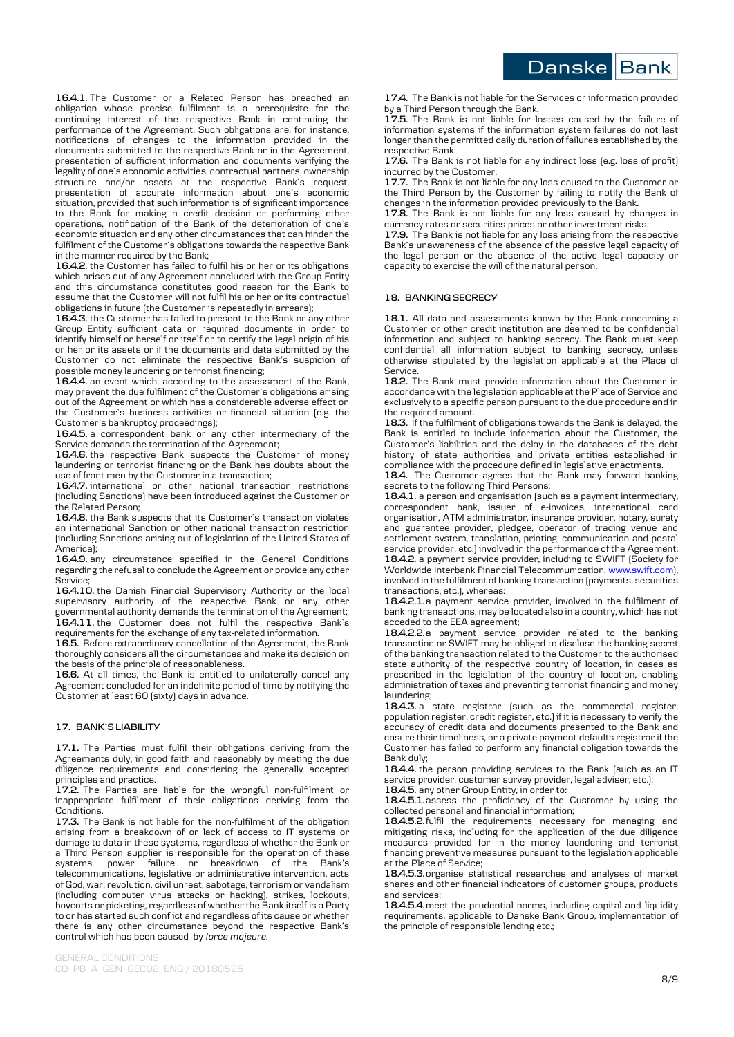**16.4.1.** The Customer or a Related Person has breached an obligation whose precise fulfilment is a prerequisite for the continuing interest of the respective Bank in continuing the performance of the Agreement. Such obligations are, for instance, notifications of changes to the information provided in the documents submitted to the respective Bank or in the Agreement, presentation of sufficient information and documents verifying the legality of one`s economic activities, contractual partners, ownership structure and/or assets at the respective Bank`s request, presentation of accurate information about one`s economic situation, provided that such information is of significant importance to the Bank for making a credit decision or performing other operations, notification of the Bank of the deterioration of one`s economic situation and any other circumstances that can hinder the fulfilment of the Customer`s obligations towards the respective Bank in the manner required by the Bank;

**16.4.2.** the Customer has failed to fulfil his or her or its obligations which arises out of any Agreement concluded with the Group Entity and this circumstance constitutes good reason for the Bank to assume that the Customer will not fulfil his or her or its contractual obligations in future (the Customer is repeatedly in arrears);

**16.4.3.** the Customer has failed to present to the Bank or any other Group Entity sufficient data or required documents in order to identify himself or herself or itself or to certify the legal origin of his or her or its assets or if the documents and data submitted by the Customer do not eliminate the respective Bank's suspicion of possible money laundering or terrorist financing;

**16.4.4.** an event which, according to the assessment of the Bank, may prevent the due fulfilment of the Customer`s obligations arising out of the Agreement or which has a considerable adverse effect on the Customer`s business activities or financial situation (e.g. the Customer`s bankruptcy proceedings);

**16.4.5.** a correspondent bank or any other intermediary of the Service demands the termination of the Agreement;

**16.4.6.** the respective Bank suspects the Customer of money laundering or terrorist financing or the Bank has doubts about the use of front men by the Customer in a transaction;

**16.4.7.** international or other national transaction restrictions (including Sanctions) have been introduced against the Customer or the Related Person;

**16.4.8.** the Bank suspects that its Customer`s transaction violates an international Sanction or other national transaction restriction (including Sanctions arising out of legislation of the United States of America);

**16.4.9.** any circumstance specified in the General Conditions regarding the refusal to conclude the Agreement or provide any other Service;

**16.4.10.** the Danish Financial Supervisory Authority or the local supervisory authority of the respective Bank or any other governmental authority demands the termination of the Agreement;

**16.4.11.** the Customer does not fulfil the respective Bank`s requirements for the exchange of any tax-related information.

**16.5.** Before extraordinary cancellation of the Agreement, the Bank thoroughly considers all the circumstances and make its decision on the basis of the principle of reasonableness.

**16.6.** At all times, the Bank is entitled to unilaterally cancel any Agreement concluded for an indefinite period of time by notifying the Customer at least 60 (sixty) days in advance.

## 17. BANK`S LIABILITY

**17.1.** The Parties must fulfil their obligations deriving from the Agreements duly, in good faith and reasonably by meeting the due diligence requirements and considering the generally accepted principles and practice.

**17.2.** The Parties are liable for the wrongful non-fulfilment or inappropriate fulfilment of their obligations deriving from the Conditions.

**17.3.** The Bank is not liable for the non-fulfilment of the obligation arising from a breakdown of or lack of access to IT systems or damage to data in these systems, regardless of whether the Bank or a Third Person supplier is responsible for the operation of these systems, power failure or breakdown of the Bank's telecommunications, legislative or administrative intervention, acts of God, war, revolution, civil unrest, sabotage, terrorism or vandalism (including computer virus attacks or hacking), strikes, lockouts, boycotts or picketing, regardless of whether the Bank itself is a Party to or has started such conflict and regardless of its cause or whether there is any other circumstance beyond the respective Bank's control which has been caused by *force majeure*.

**17.4.** The Bank is not liable for the Services or information provided by a Third Person through the Bank.

**17.5.** The Bank is not liable for losses caused by the failure of information systems if the information system failures do not last longer than the permitted daily duration of failures established by the respective Bank.

**17.6.** The Bank is not liable for any indirect loss (e.g. loss of profit) incurred by the Customer.

**17.7.** The Bank is not liable for any loss caused to the Customer or the Third Person by the Customer by failing to notify the Bank of changes in the information provided previously to the Bank.

**17.8.** The Bank is not liable for any loss caused by changes in currency rates or securities prices or other investment risks.

**17.9.** The Bank is not liable for any loss arising from the respective Bank`s unawareness of the absence of the passive legal capacity of the legal person or the absence of the active legal capacity or capacity to exercise the will of the natural person.

## 18. BANKING SECRECY

**18.1.** All data and assessments known by the Bank concerning a Customer or other credit institution are deemed to be confidential information and subject to banking secrecy. The Bank must keep confidential all information subject to banking secrecy, unless otherwise stipulated by the legislation applicable at the Place of Service.

**18.2.** The Bank must provide information about the Customer in accordance with the legislation applicable at the Place of Service and exclusively to a specific person pursuant to the due procedure and in the required amount.

**18.3.** If the fulfilment of obligations towards the Bank is delayed, the Bank is entitled to include information about the Customer, the Customer's liabilities and the delay in the databases of the debt history of state authorities and private entities established in compliance with the procedure defined in legislative enactments.

**18.4.** The Customer agrees that the Bank may forward banking secrets to the following Third Persons:

**18.4.1.** a person and organisation (such as a payment intermediary, correspondent bank, issuer of e-invoices, international card organisation, ATM administrator, insurance provider, notary, surety and guarantee provider, pledgee, operator of trading venue and settlement system, translation, printing, communication and postal service provider, etc.) involved in the performance of the Agreement;

**18.4.2.** a payment service provider, including to SWIFT (Society for Worldwide Interbank Financial Telecommunication, www.swift.com), involved in the fulfilment of banking transaction (payments, securities transactions, etc.), whereas:

**18.4.2.1.** a payment service provider, involved in the fulfilment of banking transactions, may be located also in a country, which has not acceded to the EEA agreement;

**18.4.2.2.** a payment service provider related to the banking transaction or SWIFT may be obliged to disclose the banking secret of the banking transaction related to the Customer to the authorised state authority of the respective country of location, in cases as prescribed in the legislation of the country of location, enabling administration of taxes and preventing terrorist financing and money laundering;

**18.4.3.** a state registrar (such as the commercial register, population register, credit register, etc.) if it is necessary to verify the accuracy of credit data and documents presented to the Bank and ensure their timeliness, or a private payment defaults registrar if the Customer has failed to perform any financial obligation towards the Bank duly;

**18.4.4.** the person providing services to the Bank (such as an IT service provider, customer survey provider, legal adviser, etc.);

**18.4.5.** any other Group Entity, in order to:

**18.4.5.1.** assess the proficiency of the Customer by using the collected personal and financial information;

**18.4.5.2.** fulfil the requirements necessary for managing and mitigating risks, including for the application of the due diligence measures provided for in the money laundering and terrorist financing preventive measures pursuant to the legislation applicable at the Place of Service;

**18.4.5.3.** organise statistical researches and analyses of market shares and other financial indicators of customer groups, products and services;

**18.4.5.4.** meet the prudential norms, including capital and liquidity requirements, applicable to Danske Bank Group, implementation of the principle of responsible lending etc.;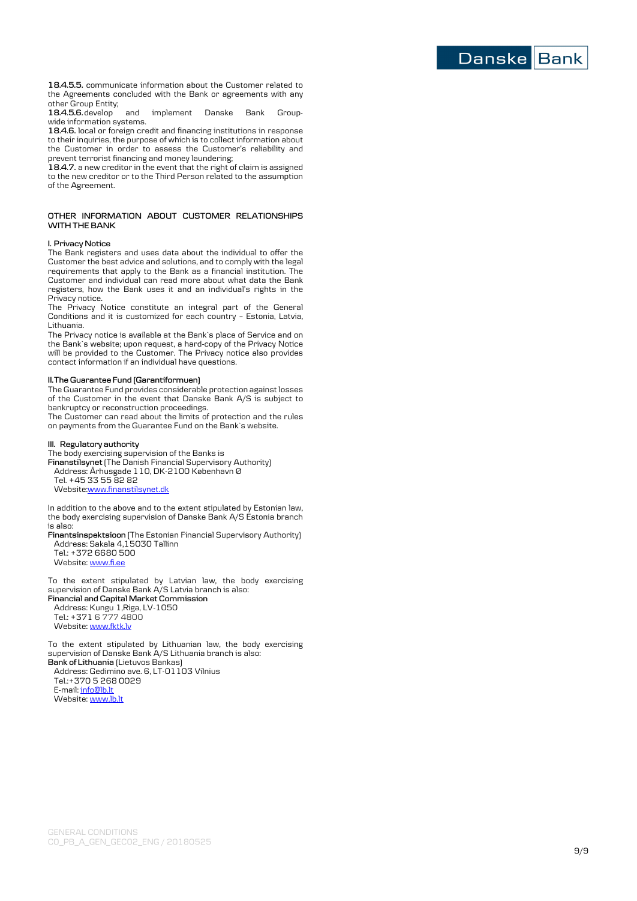**18.4.5.5.** communicate information about the Customer related to the Agreements concluded with the Bank or agreements with any other Group Entity;

**18.4.5.6.** develop and implement Danske Bank Group-wide information systems.

**18.4.6.** local or foreign credit and financing institutions in response to their inquiries, the purpose of which is to collect information about the Customer in order to assess the Customer's reliability and prevent terrorist financing and money laundering;

**18.4.7.** a new creditor in the event that the right of claim is assigned to the new creditor or to the Third Person related to the assumption of the Agreement.

## OTHER INFORMATION ABOUT CUSTOMER RELATIONSHIPS WITH THE BANK

### I. Privacy Notice

The Bank registers and uses data about the individual to offer the Customer the best advice and solutions, and to comply with the legal requirements that apply to the Bank as a financial institution. The Customer and individual can read more about what data the Bank registers, how the Bank uses it and an individual's rights in the Privacy notice.

The Privacy Notice constitute an integral part of the General Conditions and it is customized for each country – Estonia, Latvia, Lithuania.

The Privacy notice is available at the Bank`s place of Service and on the Bank`s website; upon request, a hard-copy of the Privacy Notice will be provided to the Customer. The Privacy notice also provides contact information if an individual have questions.

### II. The Guarantee Fund (Garantiformuen)

The Guarantee Fund provides considerable protection against losses of the Customer in the event that Danske Bank A/S is subject to bankruptcy or reconstruction proceedings.

The Customer can read about the limits of protection and the rules on payments from the Guarantee Fund on the Bank`s website.

### III. Regulatory authority

The body exercising supervision of the Banks is

**Finanstilsynet** (The Danish Financial Supervisory Authority)
Address: Århusgade 110, DK-2100 København Ø
Tel. +45 33 55 82 82
Website: www.finanstilsynet.dk

In addition to the above and to the extent stipulated by Estonian law, the body exercising supervision of Danske Bank A/S Estonia branch is also:

**Finantsinspektsioon** (The Estonian Financial Supervisory Authority)
Address: Sakala 4,15030 Tallinn
Tel.: +372 6680 500
Website: www.fi.ee

To the extent stipulated by Latvian law, the body exercising supervision of Danske Bank A/S Latvia branch is also:

**Financial and Capital Market Commission**
Address: Kungu 1,Riga, LV-1050
Tel.: +371 6 777 4800
Website: www.fktk.lv

To the extent stipulated by Lithuanian law, the body exercising supervision of Danske Bank A/S Lithuania branch is also:

**Bank of Lithuania** (Lietuvos Bankas)
Address: Gedimino ave. 6, LT-01103 Vilnius
Tel.:+370 5 268 0029
E-mail: info@lb.lt
Website: www.lb.lt